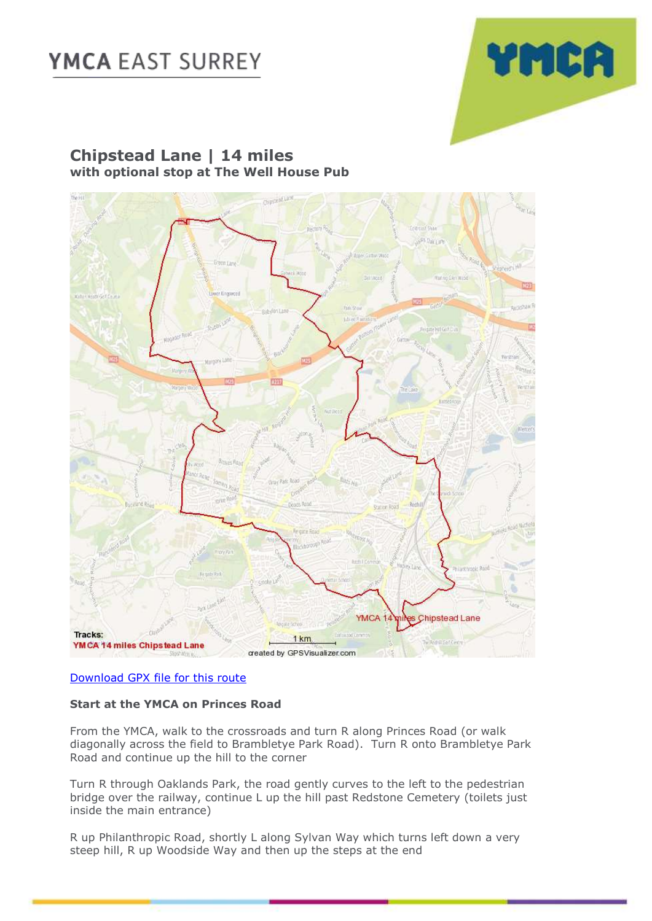YMCA EAST SURREY

## Chipstead Lane | 14 miles
**with optional stop at The Well House Pub**

[Download GPX file for this route](#)

**Start at the YMCA on Princes Road**

From the YMCA, walk to the crossroads and turn R along Princes Road (or walk diagonally across the field to Brambletye Park Road). Turn R onto Brambletye Park Road and continue up the hill to the corner

Turn R through Oaklands Park, the road gently curves to the left to the pedestrian bridge over the railway, continue L up the hill past Redstone Cemetery (toilets just inside the main entrance)

R up Philanthropic Road, shortly L along Sylvan Way which turns left down a very steep hill, R up Woodside Way and then up the steps at the end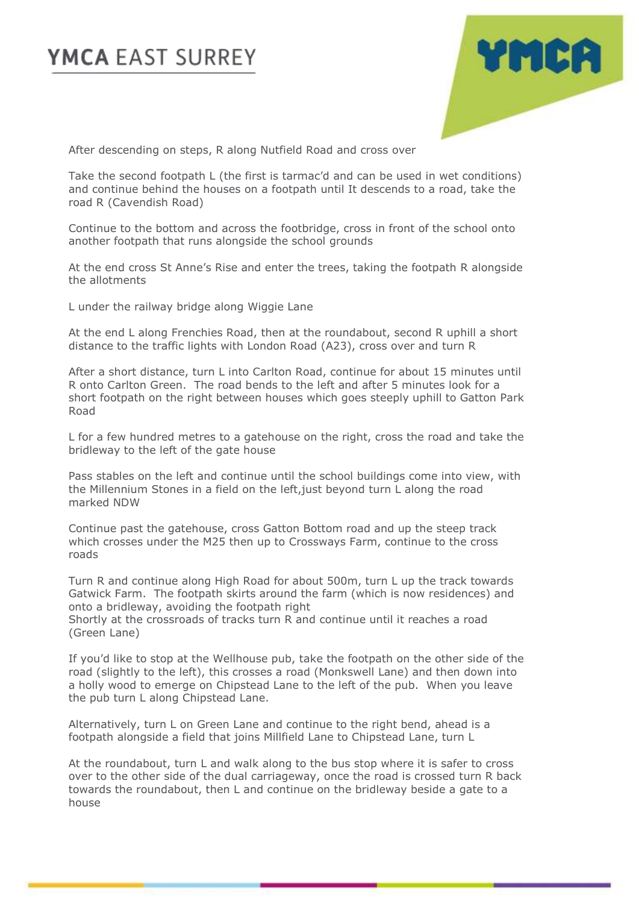After descending on steps, R along Nutfield Road and cross over

Take the second footpath L (the first is tarmac'd and can be used in wet conditions) and continue behind the houses on a footpath until It descends to a road, take the road R (Cavendish Road)

Continue to the bottom and across the footbridge, cross in front of the school onto another footpath that runs alongside the school grounds

At the end cross St Anne's Rise and enter the trees, taking the footpath R alongside the allotments

L under the railway bridge along Wiggie Lane

At the end L along Frenchies Road, then at the roundabout, second R uphill a short distance to the traffic lights with London Road (A23), cross over and turn R

After a short distance, turn L into Carlton Road, continue for about 15 minutes until R onto Carlton Green. The road bends to the left and after 5 minutes look for a short footpath on the right between houses which goes steeply uphill to Gatton Park Road

L for a few hundred metres to a gatehouse on the right, cross the road and take the bridleway to the left of the gate house

Pass stables on the left and continue until the school buildings come into view, with the Millennium Stones in a field on the left,just beyond turn L along the road marked NDW

Continue past the gatehouse, cross Gatton Bottom road and up the steep track which crosses under the M25 then up to Crossways Farm, continue to the cross roads

Turn R and continue along High Road for about 500m, turn L up the track towards Gatwick Farm. The footpath skirts around the farm (which is now residences) and onto a bridleway, avoiding the footpath right
Shortly at the crossroads of tracks turn R and continue until it reaches a road (Green Lane)

If you'd like to stop at the Wellhouse pub, take the footpath on the other side of the road (slightly to the left), this crosses a road (Monkswell Lane) and then down into a holly wood to emerge on Chipstead Lane to the left of the pub. When you leave the pub turn L along Chipstead Lane.

Alternatively, turn L on Green Lane and continue to the right bend, ahead is a footpath alongside a field that joins Millfield Lane to Chipstead Lane, turn L

At the roundabout, turn L and walk along to the bus stop where it is safer to cross over to the other side of the dual carriageway, once the road is crossed turn R back towards the roundabout, then L and continue on the bridleway beside a gate to a house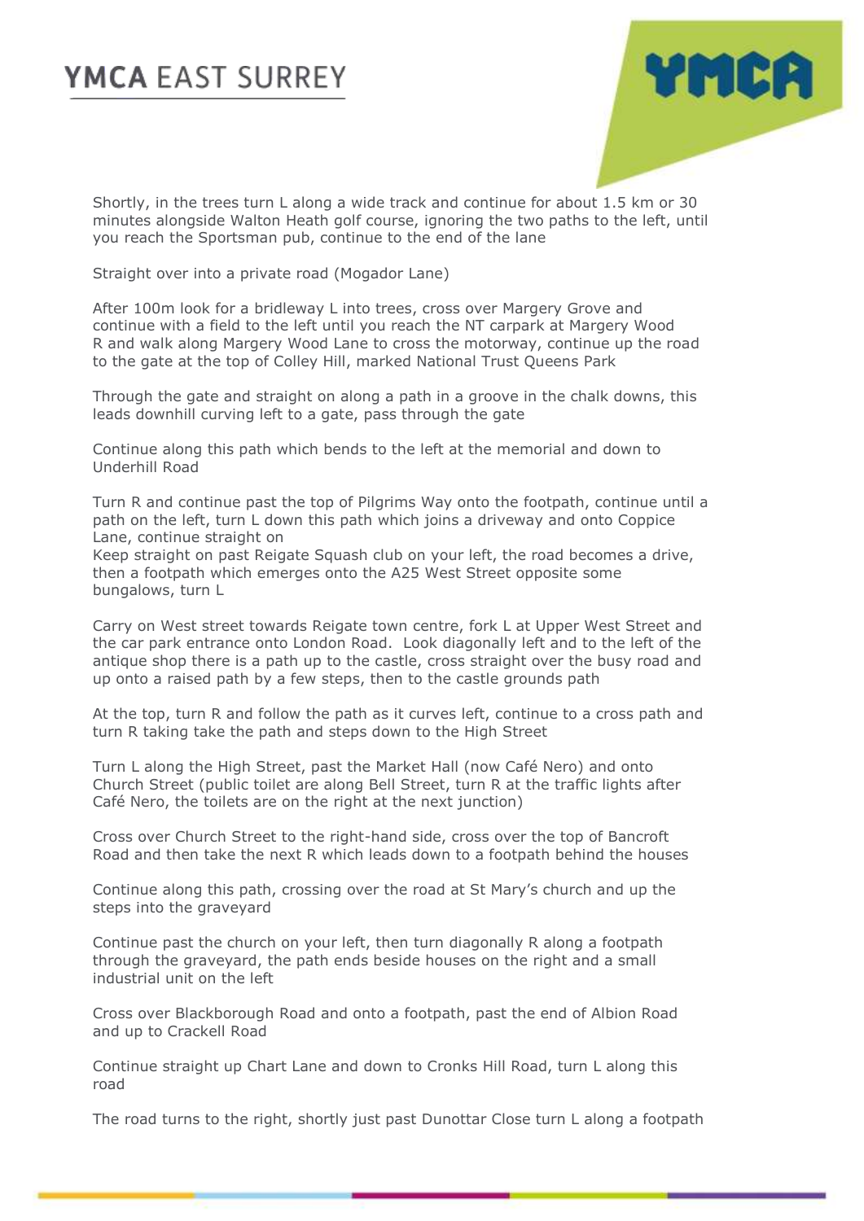Shortly, in the trees turn L along a wide track and continue for about 1.5 km or 30 minutes alongside Walton Heath golf course, ignoring the two paths to the left, until you reach the Sportsman pub, continue to the end of the lane

Straight over into a private road (Mogador Lane)

After 100m look for a bridleway L into trees, cross over Margery Grove and continue with a field to the left until you reach the NT carpark at Margery Wood R and walk along Margery Wood Lane to cross the motorway, continue up the road to the gate at the top of Colley Hill, marked National Trust Queens Park

Through the gate and straight on along a path in a groove in the chalk downs, this leads downhill curving left to a gate, pass through the gate

Continue along this path which bends to the left at the memorial and down to Underhill Road

Turn R and continue past the top of Pilgrims Way onto the footpath, continue until a path on the left, turn L down this path which joins a driveway and onto Coppice Lane, continue straight on

Keep straight on past Reigate Squash club on your left, the road becomes a drive, then a footpath which emerges onto the A25 West Street opposite some bungalows, turn L

Carry on West street towards Reigate town centre, fork L at Upper West Street and the car park entrance onto London Road. Look diagonally left and to the left of the antique shop there is a path up to the castle, cross straight over the busy road and up onto a raised path by a few steps, then to the castle grounds path

At the top, turn R and follow the path as it curves left, continue to a cross path and turn R taking take the path and steps down to the High Street

Turn L along the High Street, past the Market Hall (now Café Nero) and onto Church Street (public toilet are along Bell Street, turn R at the traffic lights after Café Nero, the toilets are on the right at the next junction)

Cross over Church Street to the right-hand side, cross over the top of Bancroft Road and then take the next R which leads down to a footpath behind the houses

Continue along this path, crossing over the road at St Mary's church and up the steps into the graveyard

Continue past the church on your left, then turn diagonally R along a footpath through the graveyard, the path ends beside houses on the right and a small industrial unit on the left

Cross over Blackborough Road and onto a footpath, past the end of Albion Road and up to Crackell Road

Continue straight up Chart Lane and down to Cronks Hill Road, turn L along this road

The road turns to the right, shortly just past Dunottar Close turn L along a footpath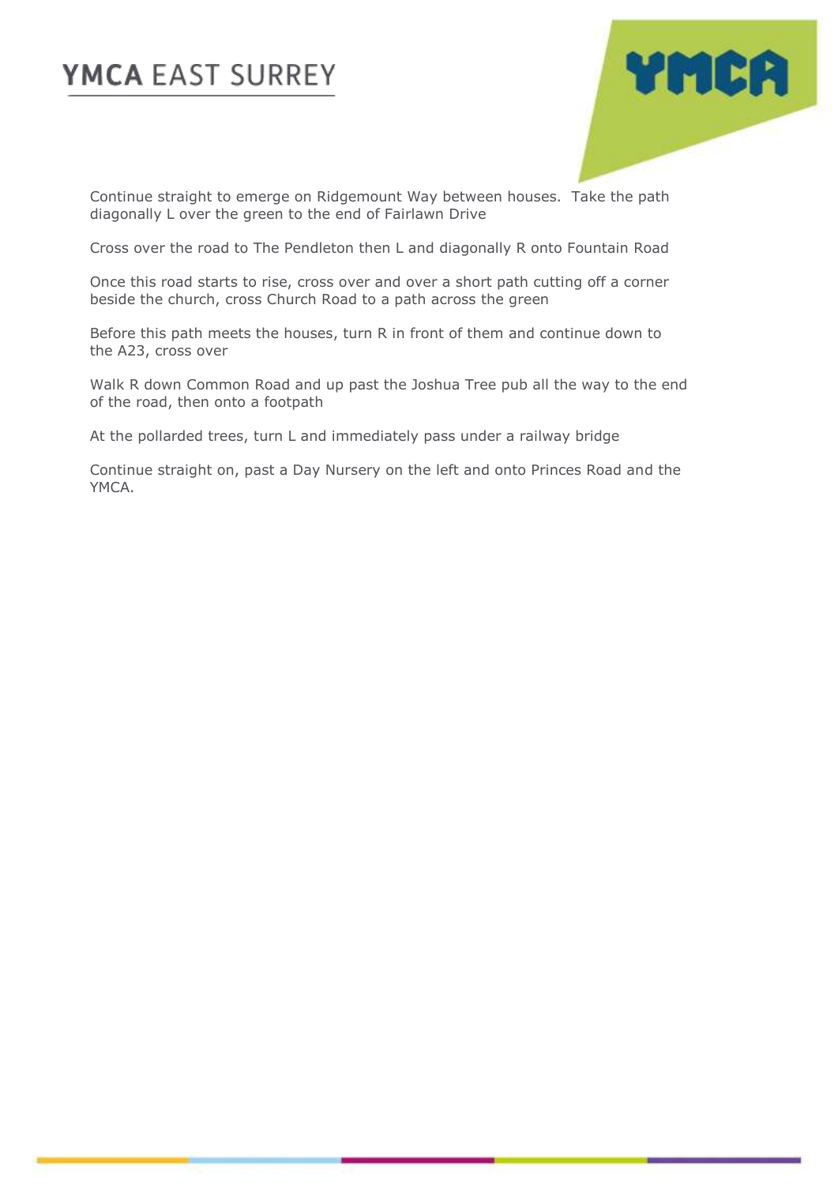Continue straight to emerge on Ridgemount Way between houses. Take the path diagonally L over the green to the end of Fairlawn Drive

Cross over the road to The Pendleton then L and diagonally R onto Fountain Road

Once this road starts to rise, cross over and over a short path cutting off a corner beside the church, cross Church Road to a path across the green

Before this path meets the houses, turn R in front of them and continue down to the A23, cross over

Walk R down Common Road and up past the Joshua Tree pub all the way to the end of the road, then onto a footpath

At the pollarded trees, turn L and immediately pass under a railway bridge

Continue straight on, past a Day Nursery on the left and onto Princes Road and the YMCA.